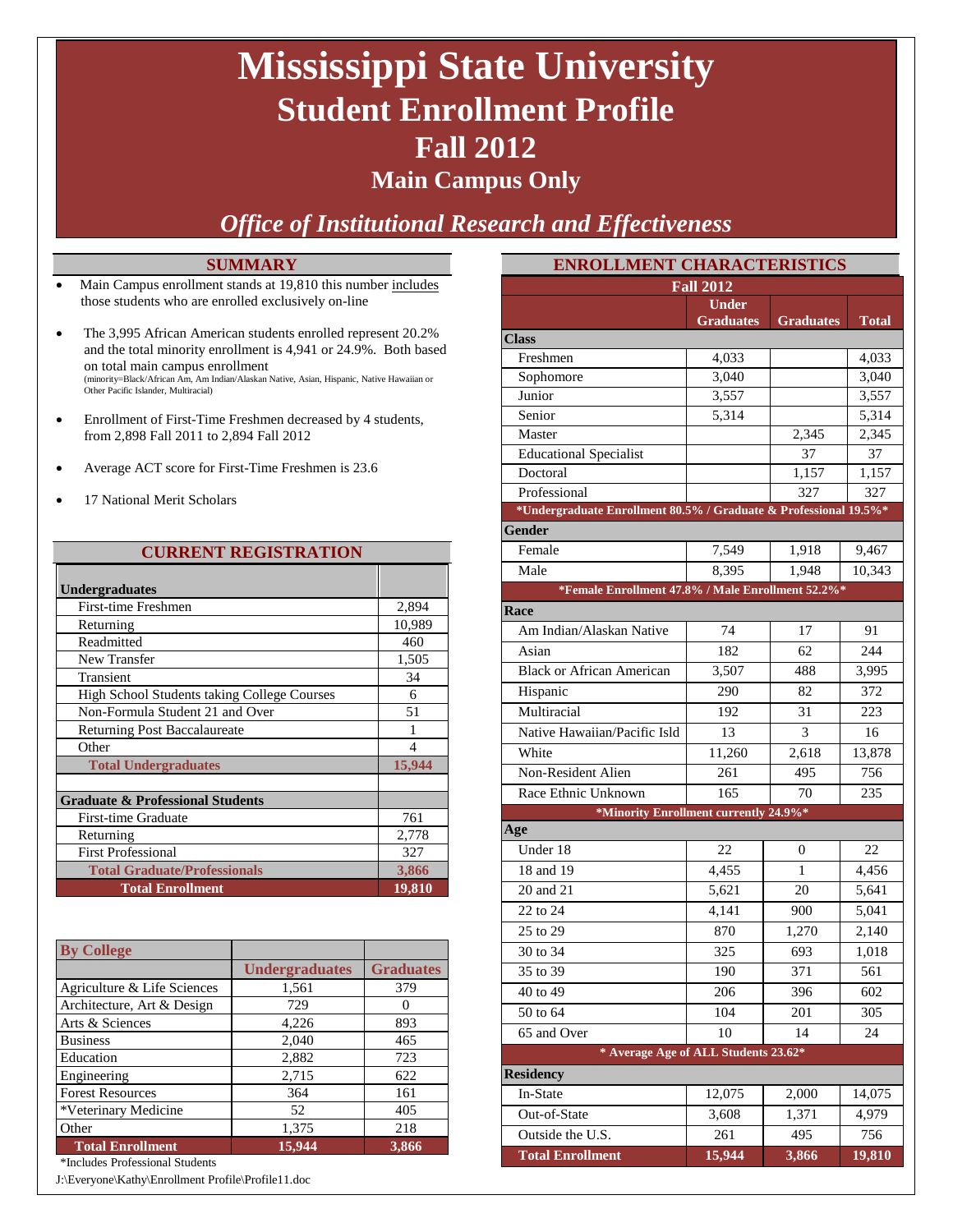# Mississippi State University
## Student Enrollment Profile
## Fall 2012
### Main Campus Only

*Office of Institutional Research and Effectiveness*

## SUMMARY

- Main Campus enrollment stands at 19,810 this number includes those students who are enrolled exclusively on-line
- The 3,995 African American students enrolled represent 20.2% and the total minority enrollment is 4,941 or 24.9%. Both based on total main campus enrollment (minority=Black/African Am, Am Indian/Alaskan Native, Asian, Hispanic, Native Hawaiian or Other Pacific Islander, Multiracial)
- Enrollment of First-Time Freshmen decreased by 4 students, from 2,898 Fall 2011 to 2,894 Fall 2012
- Average ACT score for First-Time Freshmen is 23.6
- 17 National Merit Scholars

## CURRENT REGISTRATION

| | |
|---|---|
| **Undergraduates** | |
| First-time Freshmen | 2,894 |
| Returning | 10,989 |
| Readmitted | 460 |
| New Transfer | 1,505 |
| Transient | 34 |
| High School Students taking College Courses | 6 |
| Non-Formula Student 21 and Over | 51 |
| Returning Post Baccalaureate | 1 |
| Other | 4 |
| **Total Undergraduates** | **15,944** |
| | |
| **Graduate & Professional Students** | |
| First-time Graduate | 761 |
| Returning | 2,778 |
| First Professional | 327 |
| **Total Graduate/Professionals** | **3,866** |
| **Total Enrollment** | **19,810** |

| By College | Undergraduates | Graduates |
|---|---|---|
| Agriculture & Life Sciences | 1,561 | 379 |
| Architecture, Art & Design | 729 | 0 |
| Arts & Sciences | 4,226 | 893 |
| Business | 2,040 | 465 |
| Education | 2,882 | 723 |
| Engineering | 2,715 | 622 |
| Forest Resources | 364 | 161 |
| *Veterinary Medicine | 52 | 405 |
| Other | 1,375 | 218 |
| **Total Enrollment** | **15,944** | **3,866** |

*Includes Professional Students

## ENROLLMENT CHARACTERISTICS

| Fall 2012 | Under Graduates | Graduates | Total |
|---|---|---|---|
| **Class** | | | |
| Freshmen | 4,033 | | 4,033 |
| Sophomore | 3,040 | | 3,040 |
| Junior | 3,557 | | 3,557 |
| Senior | 5,314 | | 5,314 |
| Master | | 2,345 | 2,345 |
| Educational Specialist | | 37 | 37 |
| Doctoral | | 1,157 | 1,157 |
| Professional | | 327 | 327 |
| *Undergraduate Enrollment 80.5% / Graduate & Professional 19.5%* | | | |
| **Gender** | | | |
| Female | 7,549 | 1,918 | 9,467 |
| Male | 8,395 | 1,948 | 10,343 |
| *Female Enrollment 47.8% / Male Enrollment 52.2%* | | | |
| **Race** | | | |
| Am Indian/Alaskan Native | 74 | 17 | 91 |
| Asian | 182 | 62 | 244 |
| Black or African American | 3,507 | 488 | 3,995 |
| Hispanic | 290 | 82 | 372 |
| Multiracial | 192 | 31 | 223 |
| Native Hawaiian/Pacific Isld | 13 | 3 | 16 |
| White | 11,260 | 2,618 | 13,878 |
| Non-Resident Alien | 261 | 495 | 756 |
| Race Ethnic Unknown | 165 | 70 | 235 |
| *Minority Enrollment currently 24.9%* | | | |
| **Age** | | | |
| Under 18 | 22 | 0 | 22 |
| 18 and 19 | 4,455 | 1 | 4,456 |
| 20 and 21 | 5,621 | 20 | 5,641 |
| 22 to 24 | 4,141 | 900 | 5,041 |
| 25 to 29 | 870 | 1,270 | 2,140 |
| 30 to 34 | 325 | 693 | 1,018 |
| 35 to 39 | 190 | 371 | 561 |
| 40 to 49 | 206 | 396 | 602 |
| 50 to 64 | 104 | 201 | 305 |
| 65 and Over | 10 | 14 | 24 |
| * Average Age of ALL Students 23.62* | | | |
| **Residency** | | | |
| In-State | 12,075 | 2,000 | 14,075 |
| Out-of-State | 3,608 | 1,371 | 4,979 |
| Outside the U.S. | 261 | 495 | 756 |
| **Total Enrollment** | **15,944** | **3,866** | **19,810** |

J:\Everyone\Kathy\Enrollment Profile\Profile11.doc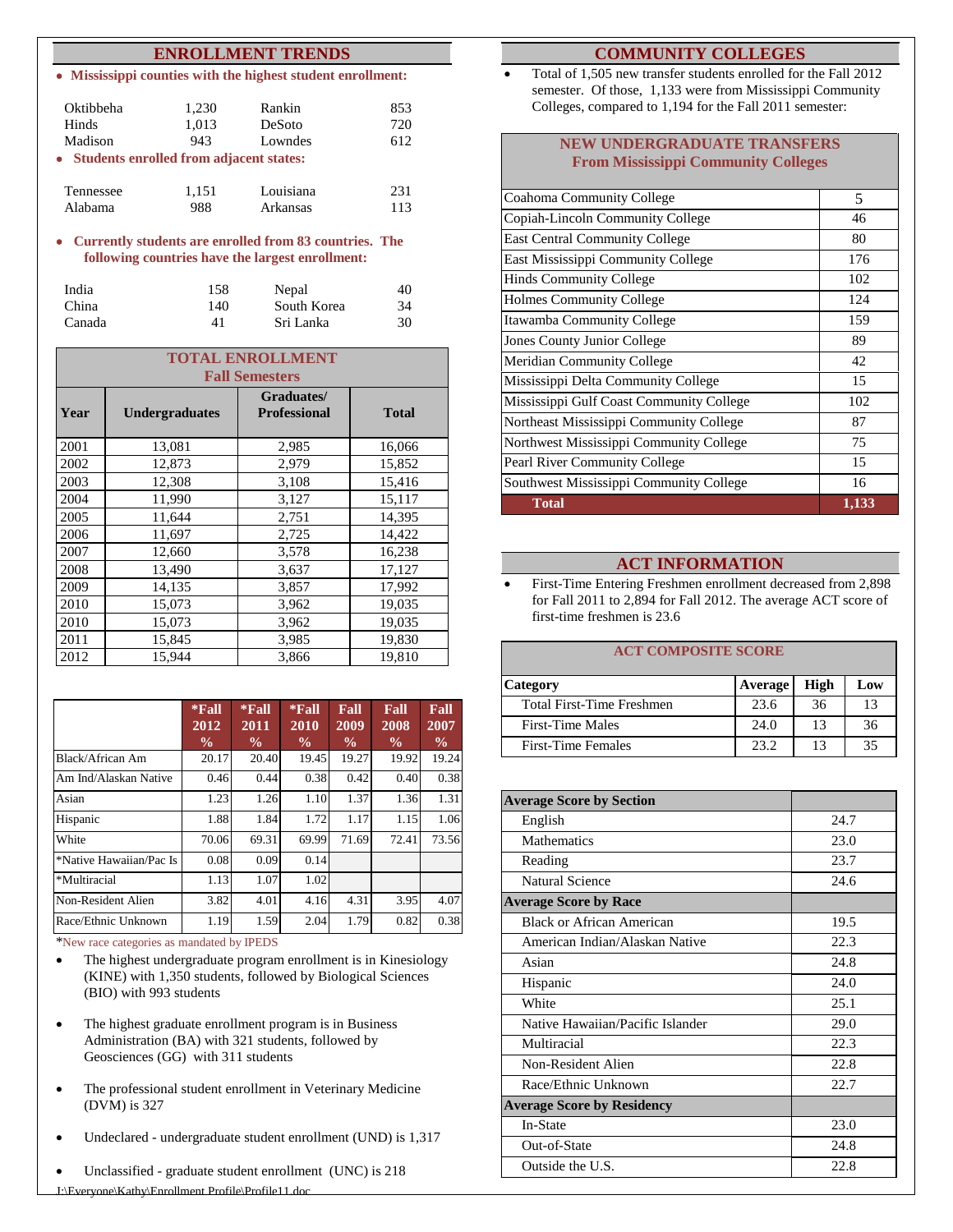## ENROLLMENT TRENDS

- **Mississippi counties with the highest student enrollment:**

| | | | |
|---|---|---|---|
| Oktibbeha | 1,230 | Rankin | 853 |
| Hinds | 1,013 | DeSoto | 720 |
| Madison | 943 | Lowndes | 612 |

- **Students enrolled from adjacent states:**

| | | | |
|---|---|---|---|
| Tennessee | 1,151 | Louisiana | 231 |
| Alabama | 988 | Arkansas | 113 |

- **Currently students are enrolled from 83 countries. The following countries have the largest enrollment:**

| | | | |
|---|---|---|---|
| India | 158 | Nepal | 40 |
| China | 140 | South Korea | 34 |
| Canada | 41 | Sri Lanka | 30 |

**TOTAL ENROLLMENT Fall Semesters**

| Year | Undergraduates | Graduates/ Professional | Total |
|---|---|---|---|
| 2001 | 13,081 | 2,985 | 16,066 |
| 2002 | 12,873 | 2,979 | 15,852 |
| 2003 | 12,308 | 3,108 | 15,416 |
| 2004 | 11,990 | 3,127 | 15,117 |
| 2005 | 11,644 | 2,751 | 14,395 |
| 2006 | 11,697 | 2,725 | 14,422 |
| 2007 | 12,660 | 3,578 | 16,238 |
| 2008 | 13,490 | 3,637 | 17,127 |
| 2009 | 14,135 | 3,857 | 17,992 |
| 2010 | 15,073 | 3,962 | 19,035 |
| 2010 | 15,073 | 3,962 | 19,035 |
| 2011 | 15,845 | 3,985 | 19,830 |
| 2012 | 15,944 | 3,866 | 19,810 |

| | *Fall 2012 % | *Fall 2011 % | *Fall 2010 % | Fall 2009 % | Fall 2008 % | Fall 2007 % |
|---|---|---|---|---|---|---|
| Black/African Am | 20.17 | 20.40 | 19.45 | 19.27 | 19.92 | 19.24 |
| Am Ind/Alaskan Native | 0.46 | 0.44 | 0.38 | 0.42 | 0.40 | 0.38 |
| Asian | 1.23 | 1.26 | 1.10 | 1.37 | 1.36 | 1.31 |
| Hispanic | 1.88 | 1.84 | 1.72 | 1.17 | 1.15 | 1.06 |
| White | 70.06 | 69.31 | 69.99 | 71.69 | 72.41 | 73.56 |
| *Native Hawaiian/Pac Is | 0.08 | 0.09 | 0.14 | | | |
| *Multiracial | 1.13 | 1.07 | 1.02 | | | |
| Non-Resident Alien | 3.82 | 4.01 | 4.16 | 4.31 | 3.95 | 4.07 |
| Race/Ethnic Unknown | 1.19 | 1.59 | 2.04 | 1.79 | 0.82 | 0.38 |

*New race categories as mandated by IPEDS

- The highest undergraduate program enrollment is in Kinesiology (KINE) with 1,350 students, followed by Biological Sciences (BIO) with 993 students
- The highest graduate enrollment program is in Business Administration (BA) with 321 students, followed by Geosciences (GG) with 311 students
- The professional student enrollment in Veterinary Medicine (DVM) is 327
- Undeclared - undergraduate student enrollment (UND) is 1,317
- Unclassified - graduate student enrollment (UNC) is 218

## COMMUNITY COLLEGES

- Total of 1,505 new transfer students enrolled for the Fall 2012 semester. Of those, 1,133 were from Mississippi Community Colleges, compared to 1,194 for the Fall 2011 semester:

**NEW UNDERGRADUATE TRANSFERS From Mississippi Community Colleges**

| College | |
|---|---|
| Coahoma Community College | 5 |
| Copiah-Lincoln Community College | 46 |
| East Central Community College | 80 |
| East Mississippi Community College | 176 |
| Hinds Community College | 102 |
| Holmes Community College | 124 |
| Itawamba Community College | 159 |
| Jones County Junior College | 89 |
| Meridian Community College | 42 |
| Mississippi Delta Community College | 15 |
| Mississippi Gulf Coast Community College | 102 |
| Northeast Mississippi Community College | 87 |
| Northwest Mississippi Community College | 75 |
| Pearl River Community College | 15 |
| Southwest Mississippi Community College | 16 |
| **Total** | **1,133** |

## ACT INFORMATION

- First-Time Entering Freshmen enrollment decreased from 2,898 for Fall 2011 to 2,894 for Fall 2012. The average ACT score of first-time freshmen is 23.6

**ACT COMPOSITE SCORE**

| Category | Average | High | Low |
|---|---|---|---|
| Total First-Time Freshmen | 23.6 | 36 | 13 |
| First-Time Males | 24.0 | 13 | 36 |
| First-Time Females | 23.2 | 13 | 35 |

| | |
|---|---|
| **Average Score by Section** | |
| English | 24.7 |
| Mathematics | 23.0 |
| Reading | 23.7 |
| Natural Science | 24.6 |
| **Average Score by Race** | |
| Black or African American | 19.5 |
| American Indian/Alaskan Native | 22.3 |
| Asian | 24.8 |
| Hispanic | 24.0 |
| White | 25.1 |
| Native Hawaiian/Pacific Islander | 29.0 |
| Multiracial | 22.3 |
| Non-Resident Alien | 22.8 |
| Race/Ethnic Unknown | 22.7 |
| **Average Score by Residency** | |
| In-State | 23.0 |
| Out-of-State | 24.8 |
| Outside the U.S. | 22.8 |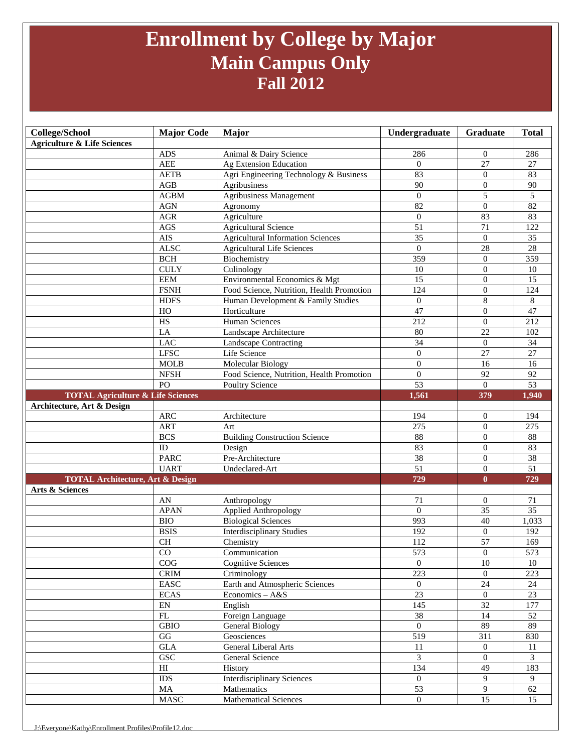# Enrollment by College by Major
## Main Campus Only
### Fall 2012

| College/School | Major Code | Major | Undergraduate | Graduate | Total |
|---|---|---|---|---|---|
| **Agriculture & Life Sciences** | | | | | |
| | ADS | Animal & Dairy Science | 286 | 0 | 286 |
| | AEE | Ag Extension Education | 0 | 27 | 27 |
| | AETB | Agri Engineering Technology & Business | 83 | 0 | 83 |
| | AGB | Agribusiness | 90 | 0 | 90 |
| | AGBM | Agribusiness Management | 0 | 5 | 5 |
| | AGN | Agronomy | 82 | 0 | 82 |
| | AGR | Agriculture | 0 | 83 | 83 |
| | AGS | Agricultural Science | 51 | 71 | 122 |
| | AIS | Agricultural Information Sciences | 35 | 0 | 35 |
| | ALSC | Agricultural Life Sciences | 0 | 28 | 28 |
| | BCH | Biochemistry | 359 | 0 | 359 |
| | CULY | Culinology | 10 | 0 | 10 |
| | EEM | Environmental Economics & Mgt | 15 | 0 | 15 |
| | FSNH | Food Science, Nutrition, Health Promotion | 124 | 0 | 124 |
| | HDFS | Human Development & Family Studies | 0 | 8 | 8 |
| | HO | Horticulture | 47 | 0 | 47 |
| | HS | Human Sciences | 212 | 0 | 212 |
| | LA | Landscape Architecture | 80 | 22 | 102 |
| | LAC | Landscape Contracting | 34 | 0 | 34 |
| | LFSC | Life Science | 0 | 27 | 27 |
| | MOLB | Molecular Biology | 0 | 16 | 16 |
| | NFSH | Food Science, Nutrition, Health Promotion | 0 | 92 | 92 |
| | PO | Poultry Science | 53 | 0 | 53 |
| **TOTAL Agriculture & Life Sciences** | | | **1,561** | **379** | **1,940** |
| **Architecture, Art & Design** | | | | | |
| | ARC | Architecture | 194 | 0 | 194 |
| | ART | Art | 275 | 0 | 275 |
| | BCS | Building Construction Science | 88 | 0 | 88 |
| | ID | Design | 83 | 0 | 83 |
| | PARC | Pre-Architecture | 38 | 0 | 38 |
| | UART | Undeclared-Art | 51 | 0 | 51 |
| **TOTAL Architecture, Art & Design** | | | **729** | **0** | **729** |
| **Arts & Sciences** | | | | | |
| | AN | Anthropology | 71 | 0 | 71 |
| | APAN | Applied Anthropology | 0 | 35 | 35 |
| | BIO | Biological Sciences | 993 | 40 | 1,033 |
| | BSIS | Interdisciplinary Studies | 192 | 0 | 192 |
| | CH | Chemistry | 112 | 57 | 169 |
| | CO | Communication | 573 | 0 | 573 |
| | COG | Cognitive Sciences | 0 | 10 | 10 |
| | CRIM | Criminology | 223 | 0 | 223 |
| | EASC | Earth and Atmospheric Sciences | 0 | 24 | 24 |
| | ECAS | Economics – A&S | 23 | 0 | 23 |
| | EN | English | 145 | 32 | 177 |
| | FL | Foreign Language | 38 | 14 | 52 |
| | GBIO | General Biology | 0 | 89 | 89 |
| | GG | Geosciences | 519 | 311 | 830 |
| | GLA | General Liberal Arts | 11 | 0 | 11 |
| | GSC | General Science | 3 | 0 | 3 |
| | HI | History | 134 | 49 | 183 |
| | IDS | Interdisciplinary Sciences | 0 | 9 | 9 |
| | MA | Mathematics | 53 | 9 | 62 |
| | MASC | Mathematical Sciences | 0 | 15 | 15 |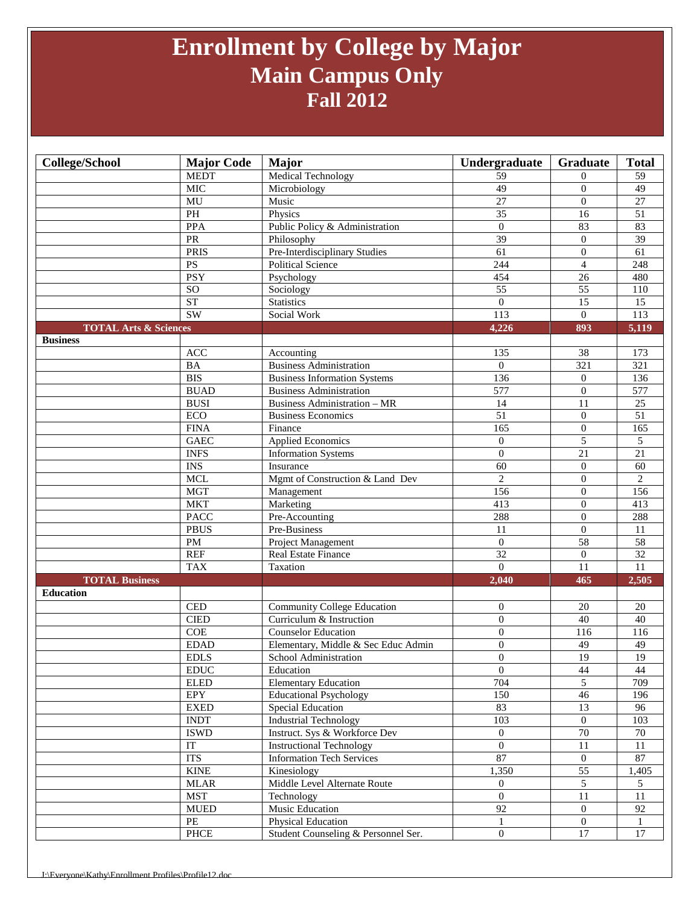# Enrollment by College by Major
## Main Campus Only
## Fall 2012

| College/School | Major Code | Major | Undergraduate | Graduate | Total |
|---|---|---|---|---|---|
| | MEDT | Medical Technology | 59 | 0 | 59 |
| | MIC | Microbiology | 49 | 0 | 49 |
| | MU | Music | 27 | 0 | 27 |
| | PH | Physics | 35 | 16 | 51 |
| | PPA | Public Policy & Administration | 0 | 83 | 83 |
| | PR | Philosophy | 39 | 0 | 39 |
| | PRIS | Pre-Interdisciplinary Studies | 61 | 0 | 61 |
| | PS | Political Science | 244 | 4 | 248 |
| | PSY | Psychology | 454 | 26 | 480 |
| | SO | Sociology | 55 | 55 | 110 |
| | ST | Statistics | 0 | 15 | 15 |
| | SW | Social Work | 113 | 0 | 113 |
| **TOTAL Arts & Sciences** | | | **4,226** | **893** | **5,119** |
| **Business** | | | | | |
| | ACC | Accounting | 135 | 38 | 173 |
| | BA | Business Administration | 0 | 321 | 321 |
| | BIS | Business Information Systems | 136 | 0 | 136 |
| | BUAD | Business Administration | 577 | 0 | 577 |
| | BUSI | Business Administration – MR | 14 | 11 | 25 |
| | ECO | Business Economics | 51 | 0 | 51 |
| | FINA | Finance | 165 | 0 | 165 |
| | GAEC | Applied Economics | 0 | 5 | 5 |
| | INFS | Information Systems | 0 | 21 | 21 |
| | INS | Insurance | 60 | 0 | 60 |
| | MCL | Mgmt of Construction & Land Dev | 2 | 0 | 2 |
| | MGT | Management | 156 | 0 | 156 |
| | MKT | Marketing | 413 | 0 | 413 |
| | PACC | Pre-Accounting | 288 | 0 | 288 |
| | PBUS | Pre-Business | 11 | 0 | 11 |
| | PM | Project Management | 0 | 58 | 58 |
| | REF | Real Estate Finance | 32 | 0 | 32 |
| | TAX | Taxation | 0 | 11 | 11 |
| **TOTAL Business** | | | **2,040** | **465** | **2,505** |
| **Education** | | | | | |
| | CED | Community College Education | 0 | 20 | 20 |
| | CIED | Curriculum & Instruction | 0 | 40 | 40 |
| | COE | Counselor Education | 0 | 116 | 116 |
| | EDAD | Elementary, Middle & Sec Educ Admin | 0 | 49 | 49 |
| | EDLS | School Administration | 0 | 19 | 19 |
| | EDUC | Education | 0 | 44 | 44 |
| | ELED | Elementary Education | 704 | 5 | 709 |
| | EPY | Educational Psychology | 150 | 46 | 196 |
| | EXED | Special Education | 83 | 13 | 96 |
| | INDT | Industrial Technology | 103 | 0 | 103 |
| | ISWD | Instruct. Sys & Workforce Dev | 0 | 70 | 70 |
| | IT | Instructional Technology | 0 | 11 | 11 |
| | ITS | Information Tech Services | 87 | 0 | 87 |
| | KINE | Kinesiology | 1,350 | 55 | 1,405 |
| | MLAR | Middle Level Alternate Route | 0 | 5 | 5 |
| | MST | Technology | 0 | 11 | 11 |
| | MUED | Music Education | 92 | 0 | 92 |
| | PE | Physical Education | 1 | 0 | 1 |
| | PHCE | Student Counseling & Personnel Ser. | 0 | 17 | 17 |

J:\Everyone\Kathy\Enrollment Profiles\Profile12.doc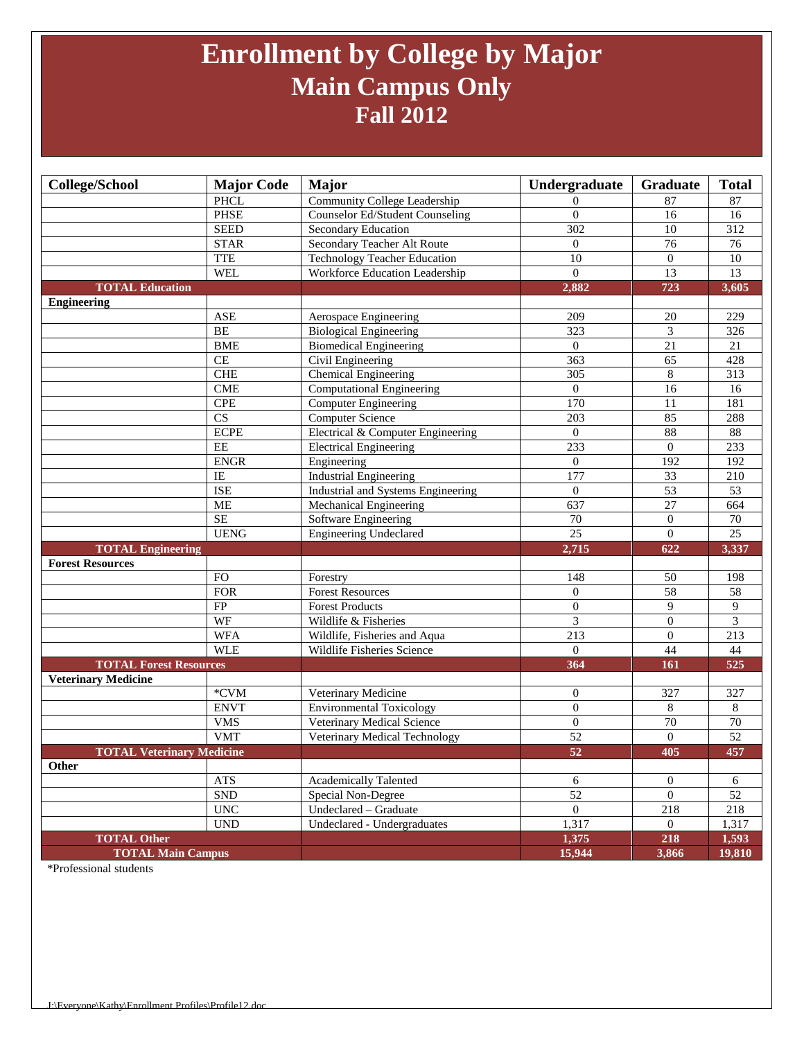# Enrollment by College by Major
## Main Campus Only
## Fall 2012

| College/School | Major Code | Major | Undergraduate | Graduate | Total |
|---|---|---|---|---|---|
| | PHCL | Community College Leadership | 0 | 87 | 87 |
| | PHSE | Counselor Ed/Student Counseling | 0 | 16 | 16 |
| | SEED | Secondary Education | 302 | 10 | 312 |
| | STAR | Secondary Teacher Alt Route | 0 | 76 | 76 |
| | TTE | Technology Teacher Education | 10 | 0 | 10 |
| | WEL | Workforce Education Leadership | 0 | 13 | 13 |
| **TOTAL Education** | | | **2,882** | **723** | **3,605** |
| **Engineering** | | | | | |
| | ASE | Aerospace Engineering | 209 | 20 | 229 |
| | BE | Biological Engineering | 323 | 3 | 326 |
| | BME | Biomedical Engineering | 0 | 21 | 21 |
| | CE | Civil Engineering | 363 | 65 | 428 |
| | CHE | Chemical Engineering | 305 | 8 | 313 |
| | CME | Computational Engineering | 0 | 16 | 16 |
| | CPE | Computer Engineering | 170 | 11 | 181 |
| | CS | Computer Science | 203 | 85 | 288 |
| | ECPE | Electrical & Computer Engineering | 0 | 88 | 88 |
| | EE | Electrical Engineering | 233 | 0 | 233 |
| | ENGR | Engineering | 0 | 192 | 192 |
| | IE | Industrial Engineering | 177 | 33 | 210 |
| | ISE | Industrial and Systems Engineering | 0 | 53 | 53 |
| | ME | Mechanical Engineering | 637 | 27 | 664 |
| | SE | Software Engineering | 70 | 0 | 70 |
| | UENG | Engineering Undeclared | 25 | 0 | 25 |
| **TOTAL Engineering** | | | **2,715** | **622** | **3,337** |
| **Forest Resources** | | | | | |
| | FO | Forestry | 148 | 50 | 198 |
| | FOR | Forest Resources | 0 | 58 | 58 |
| | FP | Forest Products | 0 | 9 | 9 |
| | WF | Wildlife & Fisheries | 3 | 0 | 3 |
| | WFA | Wildlife, Fisheries and Aqua | 213 | 0 | 213 |
| | WLE | Wildlife Fisheries Science | 0 | 44 | 44 |
| **TOTAL Forest Resources** | | | **364** | **161** | **525** |
| **Veterinary Medicine** | | | | | |
| | *CVM | Veterinary Medicine | 0 | 327 | 327 |
| | ENVT | Environmental Toxicology | 0 | 8 | 8 |
| | VMS | Veterinary Medical Science | 0 | 70 | 70 |
| | VMT | Veterinary Medical Technology | 52 | 0 | 52 |
| **TOTAL Veterinary Medicine** | | | **52** | **405** | **457** |
| **Other** | | | | | |
| | ATS | Academically Talented | 6 | 0 | 6 |
| | SND | Special Non-Degree | 52 | 0 | 52 |
| | UNC | Undeclared – Graduate | 0 | 218 | 218 |
| | UND | Undeclared - Undergraduates | 1,317 | 0 | 1,317 |
| **TOTAL Other** | | | **1,375** | **218** | **1,593** |
| **TOTAL Main Campus** | | | **15,944** | **3,866** | **19,810** |

*Professional students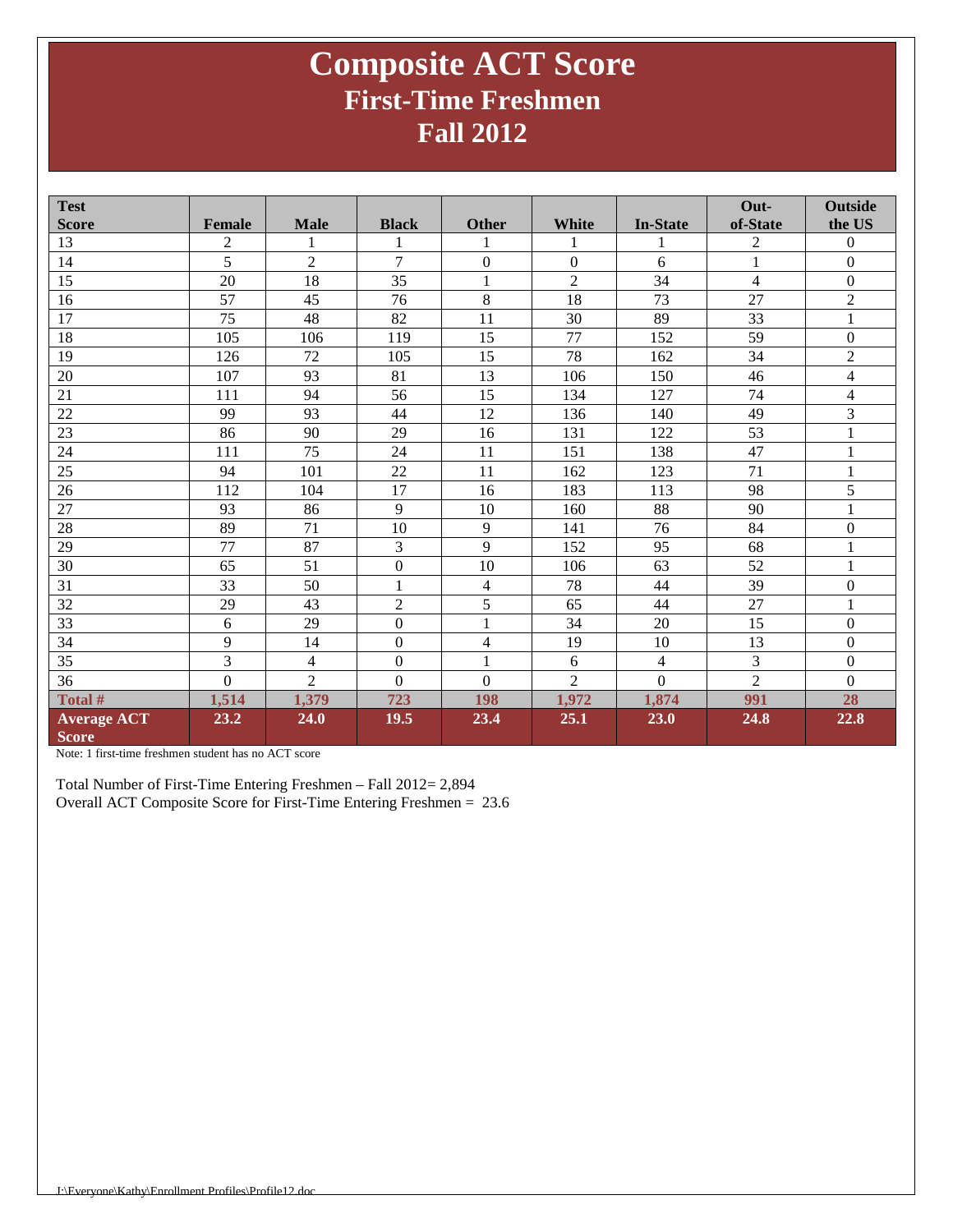# Composite ACT Score
## First-Time Freshmen
## Fall 2012

| Test Score | Female | Male | Black | Other | White | In-State | Out-of-State | Outside the US |
|---|---|---|---|---|---|---|---|---|
| 13 | 2 | 1 | 1 | 1 | 1 | 1 | 2 | 0 |
| 14 | 5 | 2 | 7 | 0 | 0 | 6 | 1 | 0 |
| 15 | 20 | 18 | 35 | 1 | 2 | 34 | 4 | 0 |
| 16 | 57 | 45 | 76 | 8 | 18 | 73 | 27 | 2 |
| 17 | 75 | 48 | 82 | 11 | 30 | 89 | 33 | 1 |
| 18 | 105 | 106 | 119 | 15 | 77 | 152 | 59 | 0 |
| 19 | 126 | 72 | 105 | 15 | 78 | 162 | 34 | 2 |
| 20 | 107 | 93 | 81 | 13 | 106 | 150 | 46 | 4 |
| 21 | 111 | 94 | 56 | 15 | 134 | 127 | 74 | 4 |
| 22 | 99 | 93 | 44 | 12 | 136 | 140 | 49 | 3 |
| 23 | 86 | 90 | 29 | 16 | 131 | 122 | 53 | 1 |
| 24 | 111 | 75 | 24 | 11 | 151 | 138 | 47 | 1 |
| 25 | 94 | 101 | 22 | 11 | 162 | 123 | 71 | 1 |
| 26 | 112 | 104 | 17 | 16 | 183 | 113 | 98 | 5 |
| 27 | 93 | 86 | 9 | 10 | 160 | 88 | 90 | 1 |
| 28 | 89 | 71 | 10 | 9 | 141 | 76 | 84 | 0 |
| 29 | 77 | 87 | 3 | 9 | 152 | 95 | 68 | 1 |
| 30 | 65 | 51 | 0 | 10 | 106 | 63 | 52 | 1 |
| 31 | 33 | 50 | 1 | 4 | 78 | 44 | 39 | 0 |
| 32 | 29 | 43 | 2 | 5 | 65 | 44 | 27 | 1 |
| 33 | 6 | 29 | 0 | 1 | 34 | 20 | 15 | 0 |
| 34 | 9 | 14 | 0 | 4 | 19 | 10 | 13 | 0 |
| 35 | 3 | 4 | 0 | 1 | 6 | 4 | 3 | 0 |
| 36 | 0 | 2 | 0 | 0 | 2 | 0 | 2 | 0 |
| **Total #** | **1,514** | **1,379** | **723** | **198** | **1,972** | **1,874** | **991** | **28** |
| **Average ACT Score** | **23.2** | **24.0** | **19.5** | **23.4** | **25.1** | **23.0** | **24.8** | **22.8** |

Note: 1 first-time freshmen student has no ACT score

Total Number of First-Time Entering Freshmen – Fall 2012= 2,894
Overall ACT Composite Score for First-Time Entering Freshmen = 23.6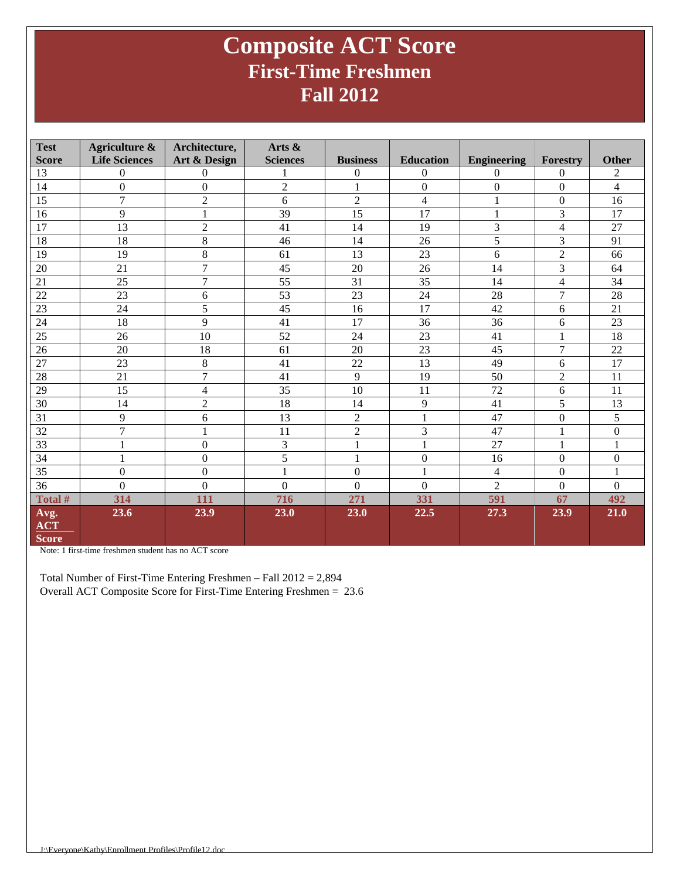# Composite ACT Score
## First-Time Freshmen
## Fall 2012

| Test Score | Agriculture & Life Sciences | Architecture, Art & Design | Arts & Sciences | Business | Education | Engineering | Forestry | Other |
|---|---|---|---|---|---|---|---|---|
| 13 | 0 | 0 | 1 | 0 | 0 | 0 | 0 | 2 |
| 14 | 0 | 0 | 2 | 1 | 0 | 0 | 0 | 4 |
| 15 | 7 | 2 | 6 | 2 | 4 | 1 | 0 | 16 |
| 16 | 9 | 1 | 39 | 15 | 17 | 1 | 3 | 17 |
| 17 | 13 | 2 | 41 | 14 | 19 | 3 | 4 | 27 |
| 18 | 18 | 8 | 46 | 14 | 26 | 5 | 3 | 91 |
| 19 | 19 | 8 | 61 | 13 | 23 | 6 | 2 | 66 |
| 20 | 21 | 7 | 45 | 20 | 26 | 14 | 3 | 64 |
| 21 | 25 | 7 | 55 | 31 | 35 | 14 | 4 | 34 |
| 22 | 23 | 6 | 53 | 23 | 24 | 28 | 7 | 28 |
| 23 | 24 | 5 | 45 | 16 | 17 | 42 | 6 | 21 |
| 24 | 18 | 9 | 41 | 17 | 36 | 36 | 6 | 23 |
| 25 | 26 | 10 | 52 | 24 | 23 | 41 | 1 | 18 |
| 26 | 20 | 18 | 61 | 20 | 23 | 45 | 7 | 22 |
| 27 | 23 | 8 | 41 | 22 | 13 | 49 | 6 | 17 |
| 28 | 21 | 7 | 41 | 9 | 19 | 50 | 2 | 11 |
| 29 | 15 | 4 | 35 | 10 | 11 | 72 | 6 | 11 |
| 30 | 14 | 2 | 18 | 14 | 9 | 41 | 5 | 13 |
| 31 | 9 | 6 | 13 | 2 | 1 | 47 | 0 | 5 |
| 32 | 7 | 1 | 11 | 2 | 3 | 47 | 1 | 0 |
| 33 | 1 | 0 | 3 | 1 | 1 | 27 | 1 | 1 |
| 34 | 1 | 0 | 5 | 1 | 0 | 16 | 0 | 0 |
| 35 | 0 | 0 | 1 | 0 | 1 | 4 | 0 | 1 |
| 36 | 0 | 0 | 0 | 0 | 0 | 2 | 0 | 0 |
| **Total #** | **314** | **111** | **716** | **271** | **331** | **591** | **67** | **492** |
| **Avg. ACT Score** | **23.6** | **23.9** | **23.0** | **23.0** | **22.5** | **27.3** | **23.9** | **21.0** |

Note: 1 first-time freshmen student has no ACT score

Total Number of First-Time Entering Freshmen – Fall 2012 = 2,894
Overall ACT Composite Score for First-Time Entering Freshmen = 23.6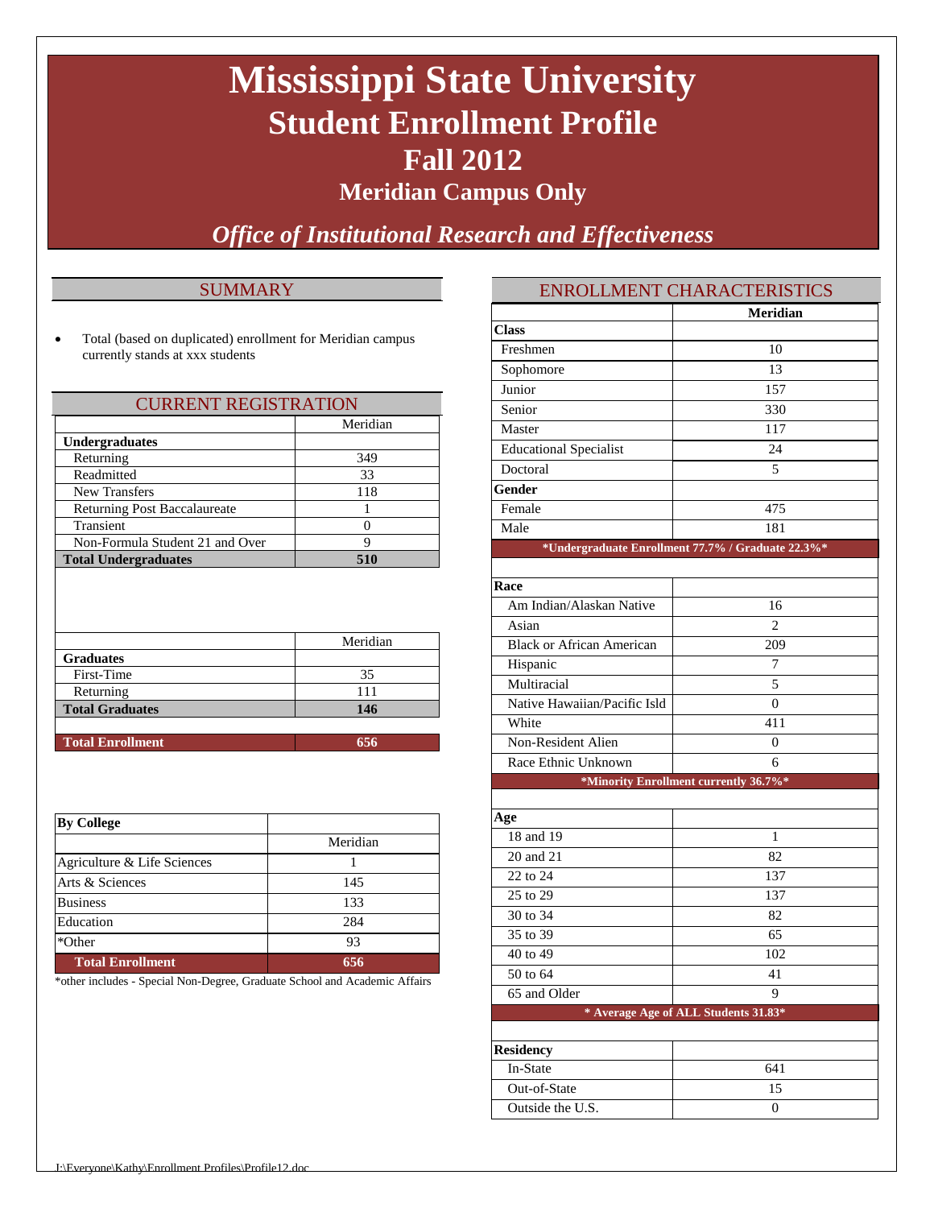# Mississippi State University

## Student Enrollment Profile

## Fall 2012

### Meridian Campus Only

*Office of Institutional Research and Effectiveness*

## SUMMARY

- Total (based on duplicated) enrollment for Meridian campus currently stands at xxx students

## CURRENT REGISTRATION

| | Meridian |
|---|---|
| **Undergraduates** | |
| Returning | 349 |
| Readmitted | 33 |
| New Transfers | 118 |
| Returning Post Baccalaureate | 1 |
| Transient | 0 |
| Non-Formula Student 21 and Over | 9 |
| **Total Undergraduates** | **510** |

| | Meridian |
|---|---|
| **Graduates** | |
| First-Time | 35 |
| Returning | 111 |
| **Total Graduates** | **146** |
| **Total Enrollment** | **656** |

| **By College** | |
|---|---|
| | Meridian |
| Agriculture & Life Sciences | 1 |
| Arts & Sciences | 145 |
| Business | 133 |
| Education | 284 |
| *Other | 93 |
| **Total Enrollment** | **656** |

*other includes - Special Non-Degree, Graduate School and Academic Affairs

## ENROLLMENT CHARACTERISTICS

| | Meridian |
|---|---|
| **Class** | |
| Freshmen | 10 |
| Sophomore | 13 |
| Junior | 157 |
| Senior | 330 |
| Master | 117 |
| Educational Specialist | 24 |
| Doctoral | 5 |
| **Gender** | |
| Female | 475 |
| Male | 181 |
| ***Undergraduate Enrollment 77.7% / Graduate 22.3%*** | |
| **Race** | |
| Am Indian/Alaskan Native | 16 |
| Asian | 2 |
| Black or African American | 209 |
| Hispanic | 7 |
| Multiracial | 5 |
| Native Hawaiian/Pacific Isld | 0 |
| White | 411 |
| Non-Resident Alien | 0 |
| Race Ethnic Unknown | 6 |
| ***Minority Enrollment currently 36.7%*** | |
| **Age** | |
| 18 and 19 | 1 |
| 20 and 21 | 82 |
| 22 to 24 | 137 |
| 25 to 29 | 137 |
| 30 to 34 | 82 |
| 35 to 39 | 65 |
| 40 to 49 | 102 |
| 50 to 64 | 41 |
| 65 and Older | 9 |
| *** Average Age of ALL Students 31.83*** | |
| **Residency** | |
| In-State | 641 |
| Out-of-State | 15 |
| Outside the U.S. | 0 |

J:\Everyone\Kathy\Enrollment Profiles\Profile12.doc